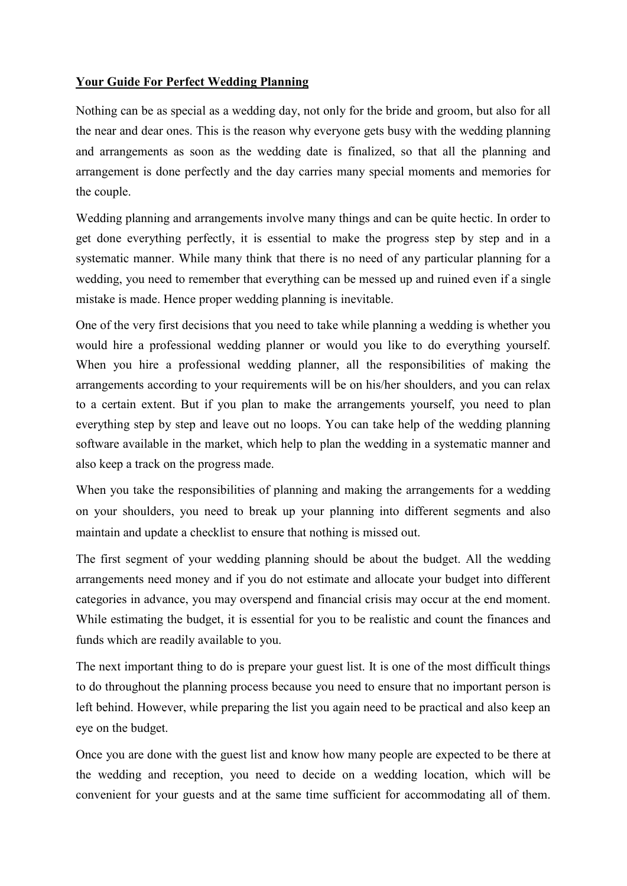**Your Guide For Perfect Wedding Planning**

Nothing can be as special as a wedding day, not only for the bride and groom, but also for all the near and dear ones. This is the reason why everyone gets busy with the wedding planning and arrangements as soon as the wedding date is finalized, so that all the planning and arrangement is done perfectly and the day carries many special moments and memories for the couple.

Wedding planning and arrangements involve many things and can be quite hectic. In order to get done everything perfectly, it is essential to make the progress step by step and in a systematic manner. While many think that there is no need of any particular planning for a wedding, you need to remember that everything can be messed up and ruined even if a single mistake is made. Hence proper wedding planning is inevitable.

One of the very first decisions that you need to take while planning a wedding is whether you would hire a professional wedding planner or would you like to do everything yourself. When you hire a professional wedding planner, all the responsibilities of making the arrangements according to your requirements will be on his/her shoulders, and you can relax to a certain extent. But if you plan to make the arrangements yourself, you need to plan everything step by step and leave out no loops. You can take help of the wedding planning software available in the market, which help to plan the wedding in a systematic manner and also keep a track on the progress made.

When you take the responsibilities of planning and making the arrangements for a wedding on your shoulders, you need to break up your planning into different segments and also maintain and update a checklist to ensure that nothing is missed out.

The first segment of your wedding planning should be about the budget. All the wedding arrangements need money and if you do not estimate and allocate your budget into different categories in advance, you may overspend and financial crisis may occur at the end moment. While estimating the budget, it is essential for you to be realistic and count the finances and funds which are readily available to you.

The next important thing to do is prepare your guest list. It is one of the most difficult things to do throughout the planning process because you need to ensure that no important person is left behind. However, while preparing the list you again need to be practical and also keep an eye on the budget.

Once you are done with the guest list and know how many people are expected to be there at the wedding and reception, you need to decide on a wedding location, which will be convenient for your guests and at the same time sufficient for accommodating all of them.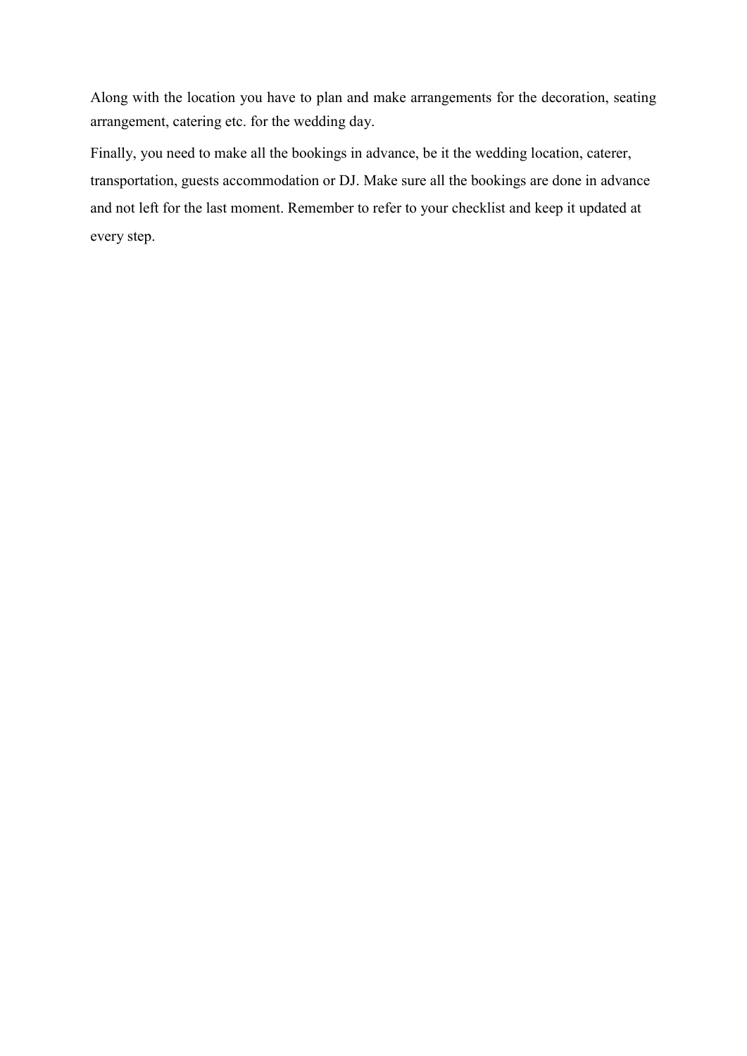Along with the location you have to plan and make arrangements for the decoration, seating arrangement, catering etc. for the wedding day.

Finally, you need to make all the bookings in advance, be it the wedding location, caterer, transportation, guests accommodation or DJ. Make sure all the bookings are done in advance and not left for the last moment. Remember to refer to your checklist and keep it updated at every step.